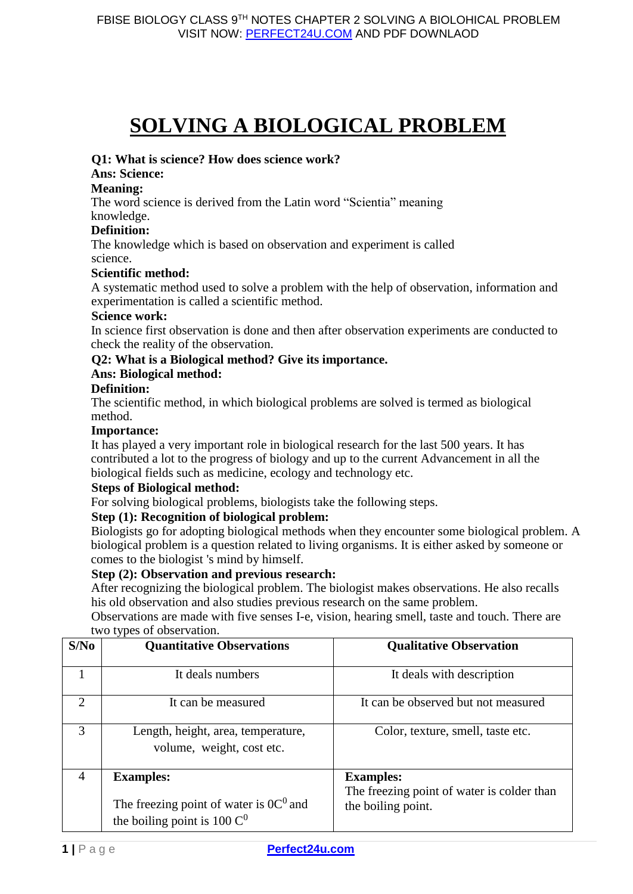# SOLVING A BIOLOGICAL PROBLEM

**Q1: What is science? How does science work?**

**Ans: Science:**

**Meaning:**

The word science is derived from the Latin word "Scientia" meaning knowledge.

**Definition:**

The knowledge which is based on observation and experiment is called science.

**Scientific method:**

A systematic method used to solve a problem with the help of observation, information and experimentation is called a scientific method.

**Science work:**

In science first observation is done and then after observation experiments are conducted to check the reality of the observation.

**Q2: What is a Biological method? Give its importance.**

**Ans: Biological method:**

**Definition:**

The scientific method, in which biological problems are solved is termed as biological method.

**Importance:**

It has played a very important role in biological research for the last 500 years. It has contributed a lot to the progress of biology and up to the current Advancement in all the biological fields such as medicine, ecology and technology etc.

**Steps of Biological method:**

For solving biological problems, biologists take the following steps.

**Step (1): Recognition of biological problem:**

Biologists go for adopting biological methods when they encounter some biological problem. A biological problem is a question related to living organisms. It is either asked by someone or comes to the biologist 's mind by himself.

**Step (2): Observation and previous research:**

After recognizing the biological problem. The biologist makes observations. He also recalls his old observation and also studies previous research on the same problem.

Observations are made with five senses I-e, vision, hearing smell, taste and touch. There are two types of observation.

| S/No | Quantitative Observations | Qualitative Observation |
|---|---|---|
| 1 | It deals numbers | It deals with description |
| 2 | It can be measured | It can be observed but not measured |
| 3 | Length, height, area, temperature, volume, weight, cost etc. | Color, texture, smell, taste etc. |
| 4 | **Examples:** The freezing point of water is $0C^0$ and the boiling point is $100\ C^0$ | **Examples:** The freezing point of water is colder than the boiling point. |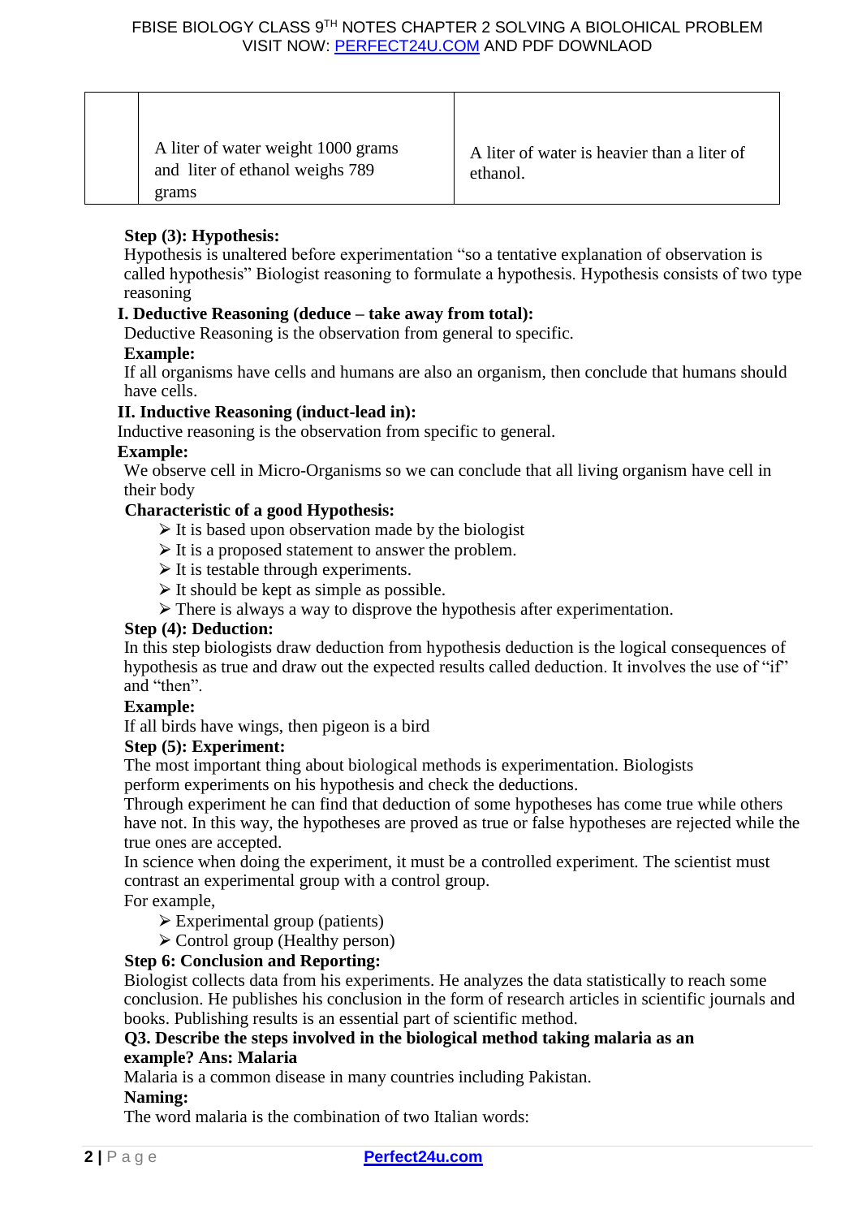| | A liter of water weight 1000 grams and liter of ethanol weighs 789 grams | A liter of water is heavier than a liter of ethanol. |
|---|---|---|

**Step (3): Hypothesis:**

Hypothesis is unaltered before experimentation "so a tentative explanation of observation is called hypothesis" Biologist reasoning to formulate a hypothesis. Hypothesis consists of two type reasoning

**I. Deductive Reasoning (deduce – take away from total):**

Deductive Reasoning is the observation from general to specific.

**Example:**

If all organisms have cells and humans are also an organism, then conclude that humans should have cells.

**II. Inductive Reasoning (induct-lead in):**

Inductive reasoning is the observation from specific to general.

**Example:**

We observe cell in Micro-Organisms so we can conclude that all living organism have cell in their body

**Characteristic of a good Hypothesis:**

- It is based upon observation made by the biologist
- It is a proposed statement to answer the problem.
- It is testable through experiments.
- It should be kept as simple as possible.
- There is always a way to disprove the hypothesis after experimentation.

**Step (4): Deduction:**

In this step biologists draw deduction from hypothesis deduction is the logical consequences of hypothesis as true and draw out the expected results called deduction. It involves the use of "if" and "then".

**Example:**

If all birds have wings, then pigeon is a bird

**Step (5): Experiment:**

The most important thing about biological methods is experimentation. Biologists perform experiments on his hypothesis and check the deductions.

Through experiment he can find that deduction of some hypotheses has come true while others have not. In this way, the hypotheses are proved as true or false hypotheses are rejected while the true ones are accepted.

In science when doing the experiment, it must be a controlled experiment. The scientist must contrast an experimental group with a control group.

For example,

- Experimental group (patients)
- Control group (Healthy person)

**Step 6: Conclusion and Reporting:**

Biologist collects data from his experiments. He analyzes the data statistically to reach some conclusion. He publishes his conclusion in the form of research articles in scientific journals and books. Publishing results is an essential part of scientific method.

**Q3. Describe the steps involved in the biological method taking malaria as an example? Ans: Malaria**

Malaria is a common disease in many countries including Pakistan.

**Naming:**

The word malaria is the combination of two Italian words: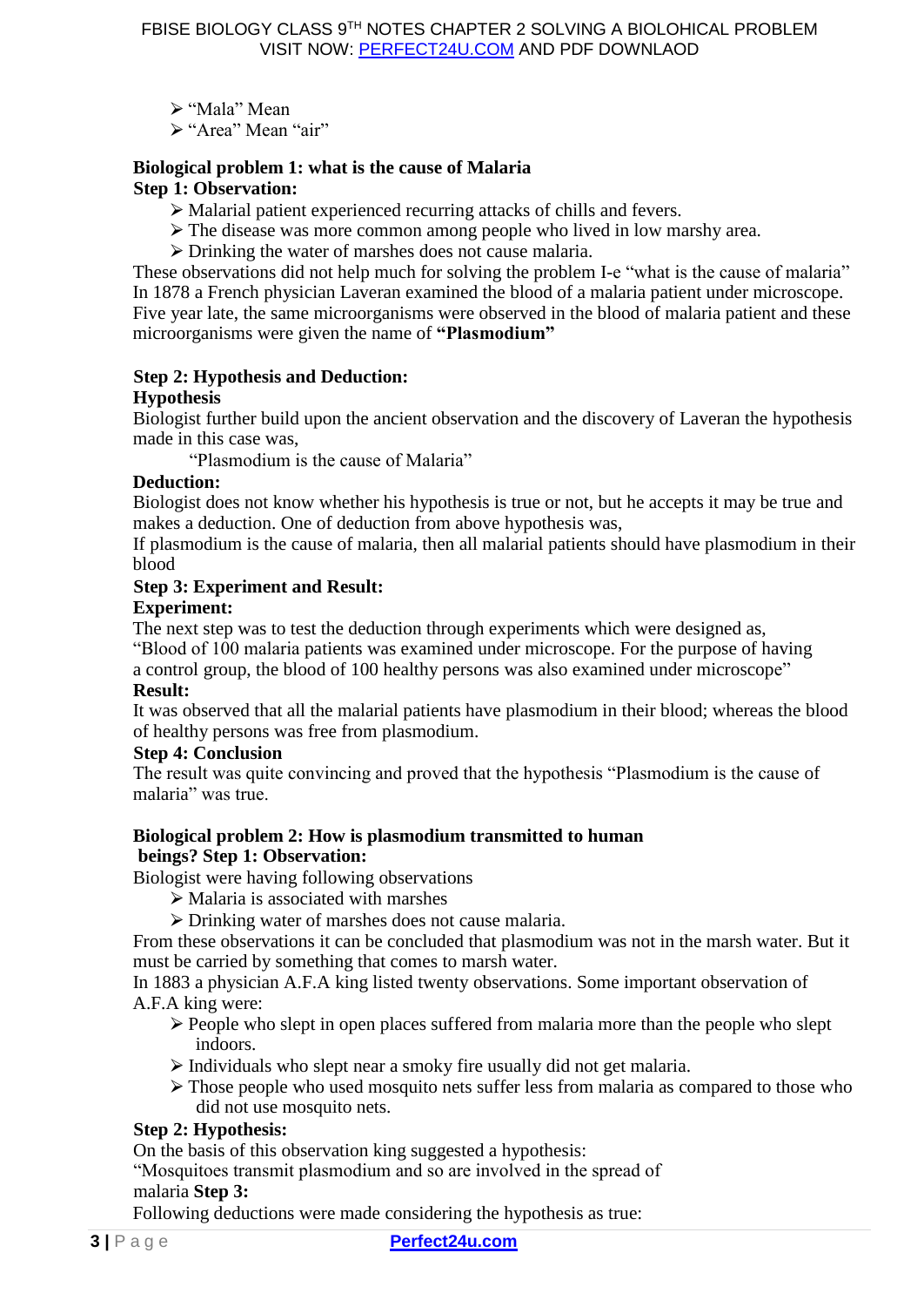- "Mala" Mean
- "Area" Mean "air"

**Biological problem 1: what is the cause of Malaria**

**Step 1: Observation:**

- Malarial patient experienced recurring attacks of chills and fevers.
- The disease was more common among people who lived in low marshy area.
- Drinking the water of marshes does not cause malaria.

These observations did not help much for solving the problem I-e "what is the cause of malaria" In 1878 a French physician Laveran examined the blood of a malaria patient under microscope. Five year late, the same microorganisms were observed in the blood of malaria patient and these microorganisms were given the name of **"Plasmodium"**

**Step 2: Hypothesis and Deduction:**

**Hypothesis**

Biologist further build upon the ancient observation and the discovery of Laveran the hypothesis made in this case was,

"Plasmodium is the cause of Malaria"

**Deduction:**

Biologist does not know whether his hypothesis is true or not, but he accepts it may be true and makes a deduction. One of deduction from above hypothesis was,

If plasmodium is the cause of malaria, then all malarial patients should have plasmodium in their blood

**Step 3: Experiment and Result:**

**Experiment:**

The next step was to test the deduction through experiments which were designed as, "Blood of 100 malaria patients was examined under microscope. For the purpose of having a control group, the blood of 100 healthy persons was also examined under microscope"

**Result:**

It was observed that all the malarial patients have plasmodium in their blood; whereas the blood of healthy persons was free from plasmodium.

**Step 4: Conclusion**

The result was quite convincing and proved that the hypothesis "Plasmodium is the cause of malaria" was true.

**Biological problem 2: How is plasmodium transmitted to human beings? Step 1: Observation:**

Biologist were having following observations

- Malaria is associated with marshes
- Drinking water of marshes does not cause malaria.

From these observations it can be concluded that plasmodium was not in the marsh water. But it must be carried by something that comes to marsh water.

In 1883 a physician A.F.A king listed twenty observations. Some important observation of A.F.A king were:

- People who slept in open places suffered from malaria more than the people who slept indoors.
- Individuals who slept near a smoky fire usually did not get malaria.
- Those people who used mosquito nets suffer less from malaria as compared to those who did not use mosquito nets.

**Step 2: Hypothesis:**

On the basis of this observation king suggested a hypothesis:

"Mosquitoes transmit plasmodium and so are involved in the spread of malaria **Step 3:**

Following deductions were made considering the hypothesis as true: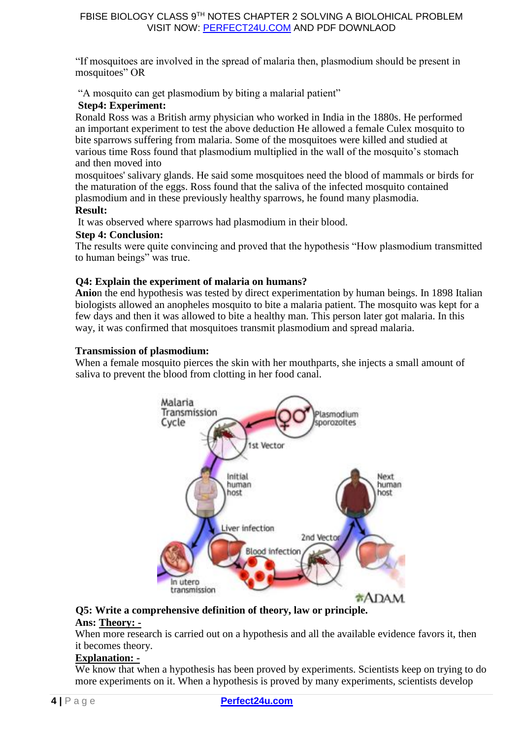"If mosquitoes are involved in the spread of malaria then, plasmodium should be present in mosquitoes" OR

"A mosquito can get plasmodium by biting a malarial patient"

**Step4: Experiment:**

Ronald Ross was a British army physician who worked in India in the 1880s. He performed an important experiment to test the above deduction He allowed a female Culex mosquito to bite sparrows suffering from malaria. Some of the mosquitoes were killed and studied at various time Ross found that plasmodium multiplied in the wall of the mosquito's stomach and then moved into
mosquitoes' salivary glands. He said some mosquitoes need the blood of mammals or birds for the maturation of the eggs. Ross found that the saliva of the infected mosquito contained plasmodium and in these previously healthy sparrows, he found many plasmodia.

**Result:**

It was observed where sparrows had plasmodium in their blood.

**Step 4: Conclusion:**

The results were quite convincing and proved that the hypothesis "How plasmodium transmitted to human beings" was true.

**Q4: Explain the experiment of malaria on humans?**

**Anio**n the end hypothesis was tested by direct experimentation by human beings. In 1898 Italian biologists allowed an anopheles mosquito to bite a malaria patient. The mosquito was kept for a few days and then it was allowed to bite a healthy man. This person later got malaria. In this way, it was confirmed that mosquitoes transmit plasmodium and spread malaria.

**Transmission of plasmodium:**

When a female mosquito pierces the skin with her mouthparts, she injects a small amount of saliva to prevent the blood from clotting in her food canal.

**Q5: Write a comprehensive definition of theory, law or principle.**

**Ans: <u>Theory: -</u>**

When more research is carried out on a hypothesis and all the available evidence favors it, then it becomes theory.

**<u>Explanation: -</u>**

We know that when a hypothesis has been proved by experiments. Scientists keep on trying to do more experiments on it. When a hypothesis is proved by many experiments, scientists develop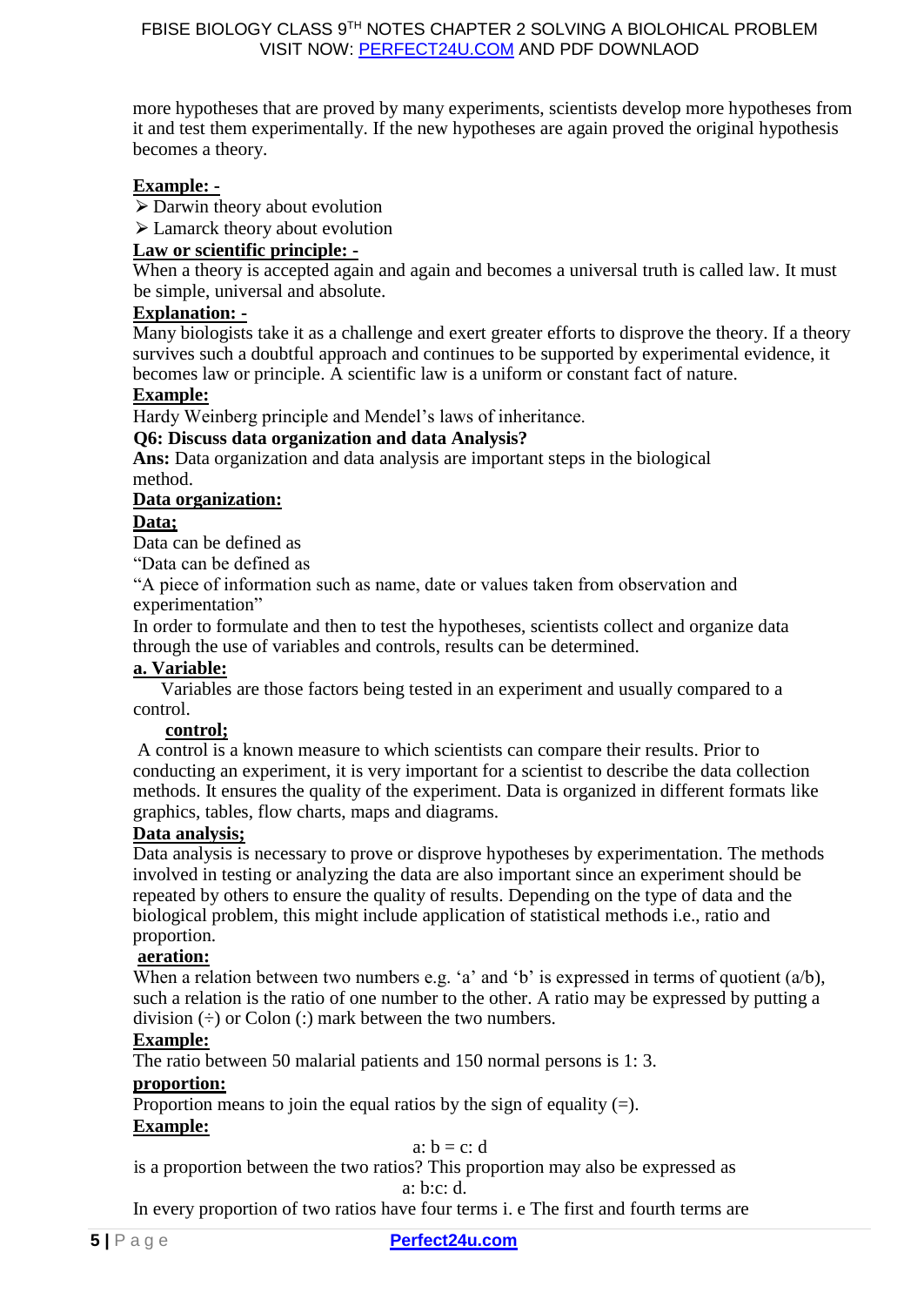more hypotheses that are proved by many experiments, scientists develop more hypotheses from it and test them experimentally. If the new hypotheses are again proved the original hypothesis becomes a theory.

**Example: -**

- Darwin theory about evolution
- Lamarck theory about evolution

**Law or scientific principle: -**

When a theory is accepted again and again and becomes a universal truth is called law. It must be simple, universal and absolute.

**Explanation: -**

Many biologists take it as a challenge and exert greater efforts to disprove the theory. If a theory survives such a doubtful approach and continues to be supported by experimental evidence, it becomes law or principle. A scientific law is a uniform or constant fact of nature.

**Example:**

Hardy Weinberg principle and Mendel's laws of inheritance.

**Q6: Discuss data organization and data Analysis?**

**Ans:** Data organization and data analysis are important steps in the biological method.

**Data organization:**

**Data;**

Data can be defined as

"Data can be defined as

"A piece of information such as name, date or values taken from observation and experimentation"

In order to formulate and then to test the hypotheses, scientists collect and organize data through the use of variables and controls, results can be determined.

**a. Variable:**

Variables are those factors being tested in an experiment and usually compared to a control.

**control;**

A control is a known measure to which scientists can compare their results. Prior to conducting an experiment, it is very important for a scientist to describe the data collection methods. It ensures the quality of the experiment. Data is organized in different formats like graphics, tables, flow charts, maps and diagrams.

**Data analysis;**

Data analysis is necessary to prove or disprove hypotheses by experimentation. The methods involved in testing or analyzing the data are also important since an experiment should be repeated by others to ensure the quality of results. Depending on the type of data and the biological problem, this might include application of statistical methods i.e., ratio and proportion.

**aeration:**

When a relation between two numbers e.g. 'a' and 'b' is expressed in terms of quotient (a/b), such a relation is the ratio of one number to the other. A ratio may be expressed by putting a division (÷) or Colon (:) mark between the two numbers.

**Example:**

The ratio between 50 malarial patients and 150 normal persons is 1: 3.

**proportion:**

Proportion means to join the equal ratios by the sign of equality (=).

**Example:**

$$a : b = c : d$$

is a proportion between the two ratios? This proportion may also be expressed as

$$a : b :: c : d.$$

In every proportion of two ratios have four terms i. e The first and fourth terms are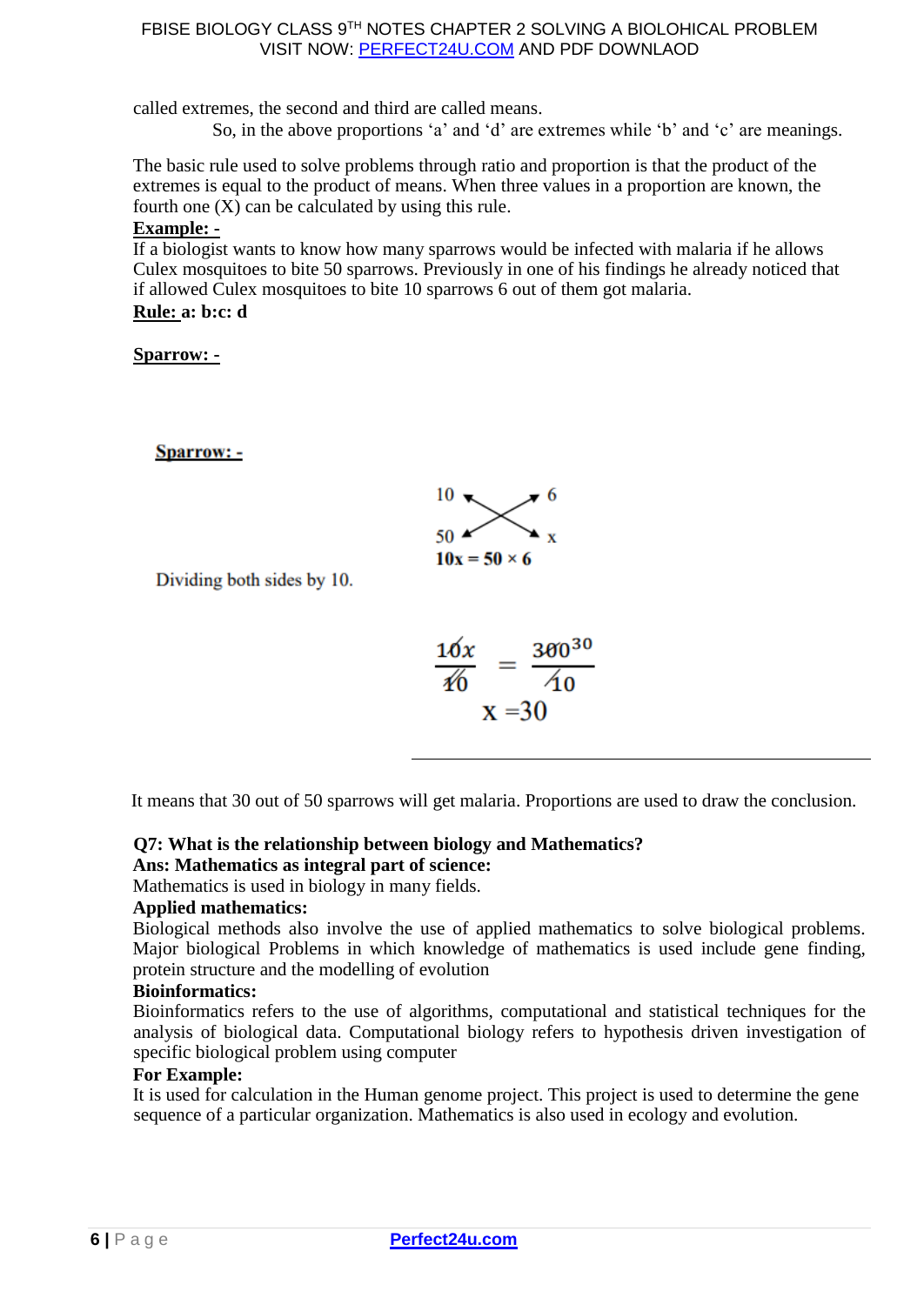called extremes, the second and third are called means.

So, in the above proportions 'a' and 'd' are extremes while 'b' and 'c' are meanings.

The basic rule used to solve problems through ratio and proportion is that the product of the extremes is equal to the product of means. When three values in a proportion are known, the fourth one (X) can be calculated by using this rule.

**Example: -**

If a biologist wants to know how many sparrows would be infected with malaria if he allows Culex mosquitoes to bite 50 sparrows. Previously in one of his findings he already noticed that if allowed Culex mosquitoes to bite 10 sparrows 6 out of them got malaria.

**Rule: a: b:c: d**

**Sparrow: -**

**Sparrow: -**

10 : 6

50 : x

$$10x = 50 \times 6$$

Dividing both sides by 10.

$$\frac{10x}{10} = \frac{300}{10}$$

$$x = 30$$

It means that 30 out of 50 sparrows will get malaria. Proportions are used to draw the conclusion.

**Q7: What is the relationship between biology and Mathematics?**

**Ans: Mathematics as integral part of science:**

Mathematics is used in biology in many fields.

**Applied mathematics:**

Biological methods also involve the use of applied mathematics to solve biological problems. Major biological Problems in which knowledge of mathematics is used include gene finding, protein structure and the modelling of evolution

**Bioinformatics:**

Bioinformatics refers to the use of algorithms, computational and statistical techniques for the analysis of biological data. Computational biology refers to hypothesis driven investigation of specific biological problem using computer

**For Example:**

It is used for calculation in the Human genome project. This project is used to determine the gene sequence of a particular organization. Mathematics is also used in ecology and evolution.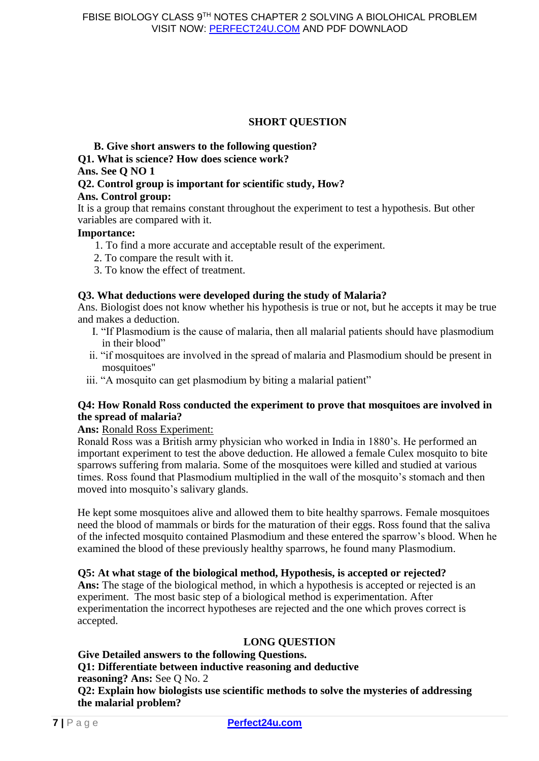## SHORT QUESTION

**B. Give short answers to the following question?**

**Q1. What is science? How does science work?**

**Ans. See Q NO 1**

**Q2. Control group is important for scientific study, How?**

**Ans. Control group:**

It is a group that remains constant throughout the experiment to test a hypothesis. But other variables are compared with it.

**Importance:**

1. To find a more accurate and acceptable result of the experiment.
2. To compare the result with it.
3. To know the effect of treatment.

**Q3. What deductions were developed during the study of Malaria?**

Ans. Biologist does not know whether his hypothesis is true or not, but he accepts it may be true and makes a deduction.

I. "If Plasmodium is the cause of malaria, then all malarial patients should have plasmodium in their blood"

ii. "if mosquitoes are involved in the spread of malaria and Plasmodium should be present in mosquitoes"

iii. "A mosquito can get plasmodium by biting a malarial patient"

**Q4: How Ronald Ross conducted the experiment to prove that mosquitoes are involved in the spread of malaria?**

**Ans:** Ronald Ross Experiment:

Ronald Ross was a British army physician who worked in India in 1880's. He performed an important experiment to test the above deduction. He allowed a female Culex mosquito to bite sparrows suffering from malaria. Some of the mosquitoes were killed and studied at various times. Ross found that Plasmodium multiplied in the wall of the mosquito's stomach and then moved into mosquito's salivary glands.

He kept some mosquitoes alive and allowed them to bite healthy sparrows. Female mosquitoes need the blood of mammals or birds for the maturation of their eggs. Ross found that the saliva of the infected mosquito contained Plasmodium and these entered the sparrow's blood. When he examined the blood of these previously healthy sparrows, he found many Plasmodium.

**Q5: At what stage of the biological method, Hypothesis, is accepted or rejected?**

**Ans:** The stage of the biological method, in which a hypothesis is accepted or rejected is an experiment. The most basic step of a biological method is experimentation. After experimentation the incorrect hypotheses are rejected and the one which proves correct is accepted.

## LONG QUESTION

**Give Detailed answers to the following Questions.**

**Q1: Differentiate between inductive reasoning and deductive reasoning? Ans:** See Q No. 2

**Q2: Explain how biologists use scientific methods to solve the mysteries of addressing the malarial problem?**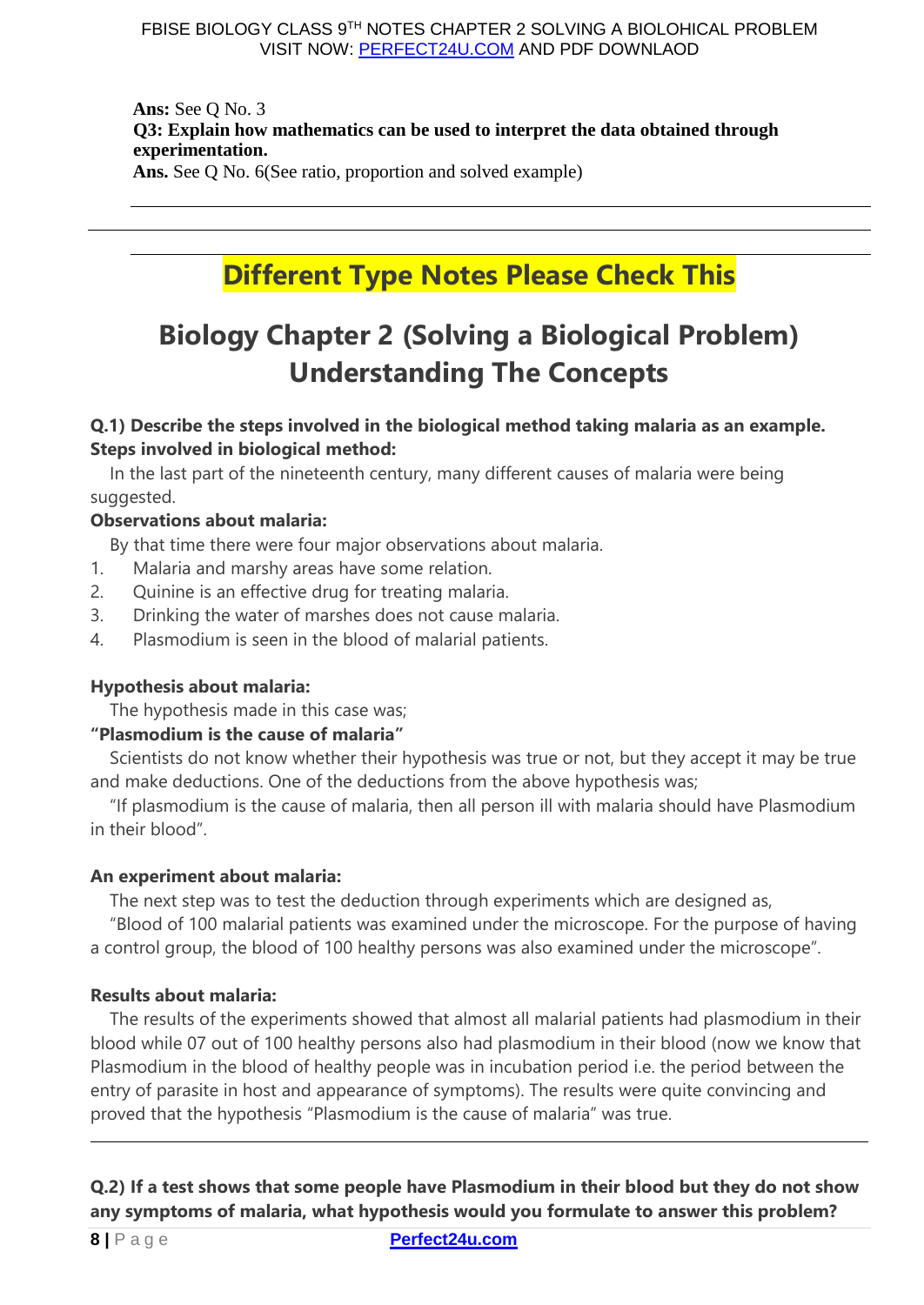**Ans:** See Q No. 3

**Q3: Explain how mathematics can be used to interpret the data obtained through experimentation.**

**Ans.** See Q No. 6(See ratio, proportion and solved example)

---

---

## Different Type Notes Please Check This

# Biology Chapter 2 (Solving a Biological Problem) Understanding The Concepts

**Q.1) Describe the steps involved in the biological method taking malaria as an example.**

**Steps involved in biological method:**

In the last part of the nineteenth century, many different causes of malaria were being suggested.

**Observations about malaria:**

By that time there were four major observations about malaria.

1. Malaria and marshy areas have some relation.
2. Quinine is an effective drug for treating malaria.
3. Drinking the water of marshes does not cause malaria.
4. Plasmodium is seen in the blood of malarial patients.

**Hypothesis about malaria:**

The hypothesis made in this case was;

**"Plasmodium is the cause of malaria"**

Scientists do not know whether their hypothesis was true or not, but they accept it may be true and make deductions. One of the deductions from the above hypothesis was;

"If plasmodium is the cause of malaria, then all person ill with malaria should have Plasmodium in their blood".

**An experiment about malaria:**

The next step was to test the deduction through experiments which are designed as,

"Blood of 100 malarial patients was examined under the microscope. For the purpose of having a control group, the blood of 100 healthy persons was also examined under the microscope".

**Results about malaria:**

The results of the experiments showed that almost all malarial patients had plasmodium in their blood while 07 out of 100 healthy persons also had plasmodium in their blood (now we know that Plasmodium in the blood of healthy people was in incubation period i.e. the period between the entry of parasite in host and appearance of symptoms). The results were quite convincing and proved that the hypothesis "Plasmodium is the cause of malaria" was true.

---

**Q.2) If a test shows that some people have Plasmodium in their blood but they do not show any symptoms of malaria, what hypothesis would you formulate to answer this problem?**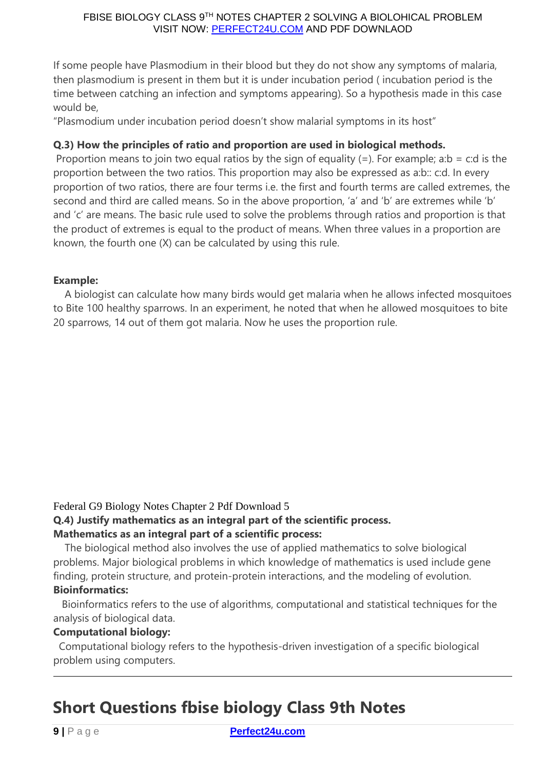If some people have Plasmodium in their blood but they do not show any symptoms of malaria, then plasmodium is present in them but it is under incubation period ( incubation period is the time between catching an infection and symptoms appearing). So a hypothesis made in this case would be,

"Plasmodium under incubation period doesn't show malarial symptoms in its host"

**Q.3) How the principles of ratio and proportion are used in biological methods.**

Proportion means to join two equal ratios by the sign of equality (=). For example; a:b = c:d is the proportion between the two ratios. This proportion may also be expressed as a:b:: c:d. In every proportion of two ratios, there are four terms i.e. the first and fourth terms are called extremes, the second and third are called means. So in the above proportion, 'a' and 'b' are extremes while 'b' and 'c' are means. The basic rule used to solve the problems through ratios and proportion is that the product of extremes is equal to the product of means. When three values in a proportion are known, the fourth one (X) can be calculated by using this rule.

**Example:**

A biologist can calculate how many birds would get malaria when he allows infected mosquitoes to Bite 100 healthy sparrows. In an experiment, he noted that when he allowed mosquitoes to bite 20 sparrows, 14 out of them got malaria. Now he uses the proportion rule.

Federal G9 Biology Notes Chapter 2 Pdf Download 5

**Q.4) Justify mathematics as an integral part of the scientific process.**

**Mathematics as an integral part of a scientific process:**

The biological method also involves the use of applied mathematics to solve biological problems. Major biological problems in which knowledge of mathematics is used include gene finding, protein structure, and protein-protein interactions, and the modeling of evolution.

**Bioinformatics:**

Bioinformatics refers to the use of algorithms, computational and statistical techniques for the analysis of biological data.

**Computational biology:**

Computational biology refers to the hypothesis-driven investigation of a specific biological problem using computers.

---

## Short Questions fbise biology Class 9th Notes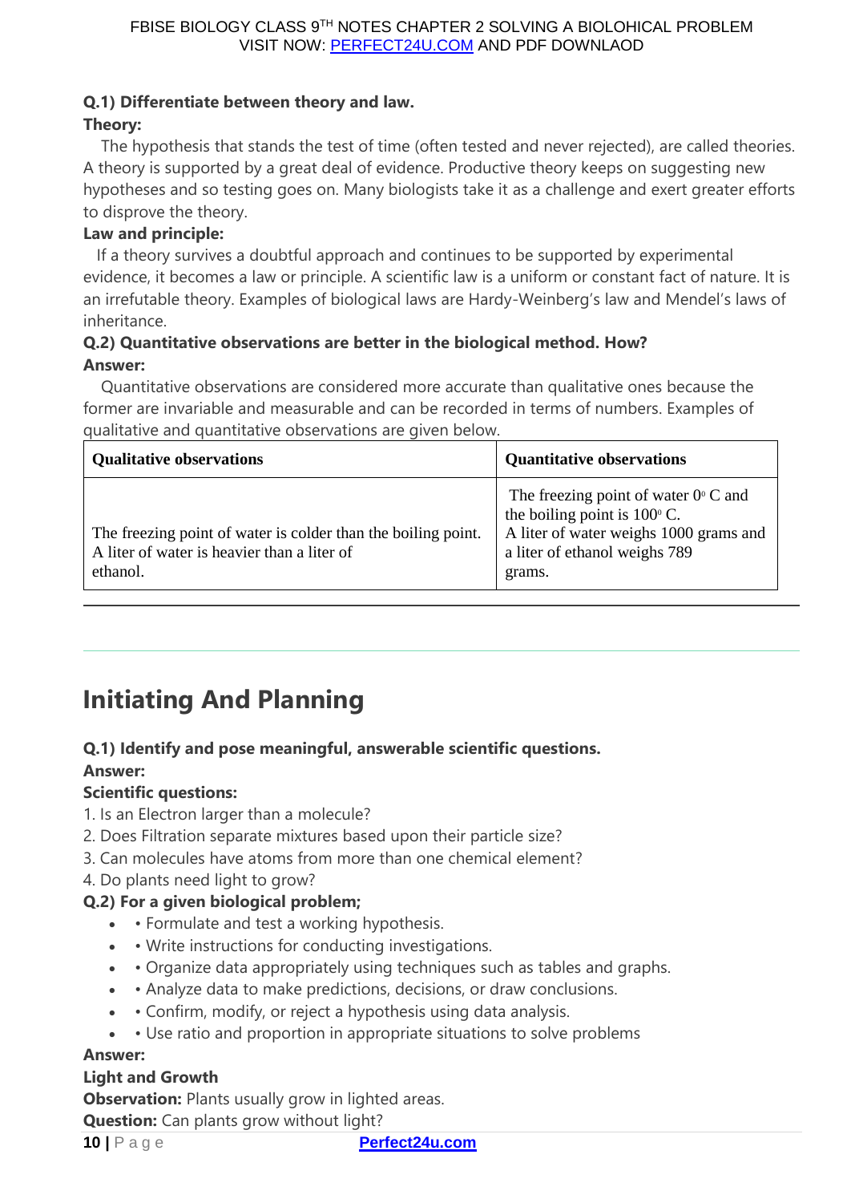**Q.1) Differentiate between theory and law.**

**Theory:**

The hypothesis that stands the test of time (often tested and never rejected), are called theories. A theory is supported by a great deal of evidence. Productive theory keeps on suggesting new hypotheses and so testing goes on. Many biologists take it as a challenge and exert greater efforts to disprove the theory.

**Law and principle:**

If a theory survives a doubtful approach and continues to be supported by experimental evidence, it becomes a law or principle. A scientific law is a uniform or constant fact of nature. It is an irrefutable theory. Examples of biological laws are Hardy-Weinberg's law and Mendel's laws of inheritance.

**Q.2) Quantitative observations are better in the biological method. How?**

**Answer:**

Quantitative observations are considered more accurate than qualitative ones because the former are invariable and measurable and can be recorded in terms of numbers. Examples of qualitative and quantitative observations are given below.

| Qualitative observations | Quantitative observations |
|---|---|
| The freezing point of water is colder than the boiling point. A liter of water is heavier than a liter of ethanol. | The freezing point of water $0^\circ$ C and the boiling point is $100^\circ$ C. A liter of water weighs 1000 grams and a liter of ethanol weighs 789 grams. |

---

## Initiating And Planning

**Q.1) Identify and pose meaningful, answerable scientific questions.**

**Answer:**

**Scientific questions:**

1. Is an Electron larger than a molecule?
2. Does Filtration separate mixtures based upon their particle size?
3. Can molecules have atoms from more than one chemical element?
4. Do plants need light to grow?

**Q.2) For a given biological problem;**

- • Formulate and test a working hypothesis.
- • Write instructions for conducting investigations.
- • Organize data appropriately using techniques such as tables and graphs.
- • Analyze data to make predictions, decisions, or draw conclusions.
- • Confirm, modify, or reject a hypothesis using data analysis.
- • Use ratio and proportion in appropriate situations to solve problems

**Answer:**

**Light and Growth**

**Observation:** Plants usually grow in lighted areas.

**Question:** Can plants grow without light?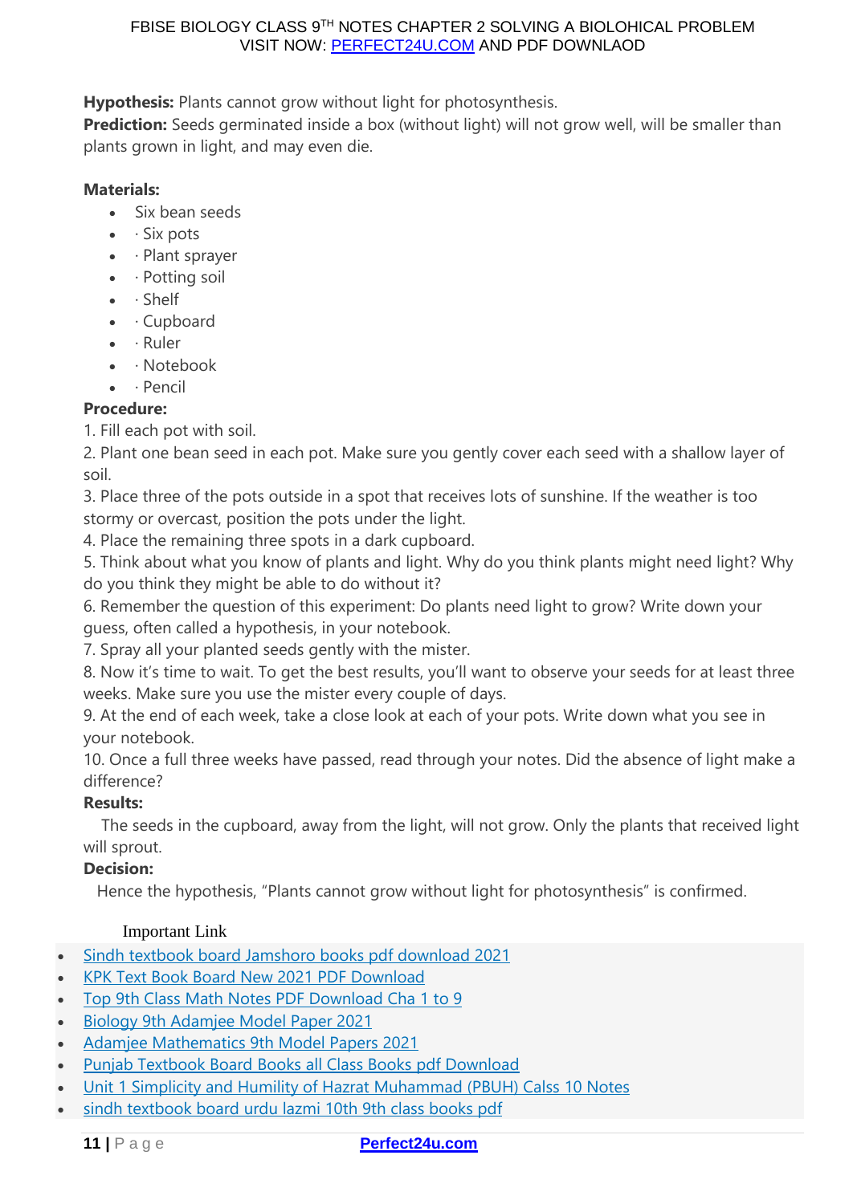**Hypothesis:** Plants cannot grow without light for photosynthesis.
**Prediction:** Seeds germinated inside a box (without light) will not grow well, will be smaller than plants grown in light, and may even die.

**Materials:**

- Six bean seeds
- · Six pots
- · Plant sprayer
- · Potting soil
- · Shelf
- · Cupboard
- · Ruler
- · Notebook
- · Pencil

**Procedure:**

1. Fill each pot with soil.
2. Plant one bean seed in each pot. Make sure you gently cover each seed with a shallow layer of soil.
3. Place three of the pots outside in a spot that receives lots of sunshine. If the weather is too stormy or overcast, position the pots under the light.
4. Place the remaining three spots in a dark cupboard.
5. Think about what you know of plants and light. Why do you think plants might need light? Why do you think they might be able to do without it?
6. Remember the question of this experiment: Do plants need light to grow? Write down your guess, often called a hypothesis, in your notebook.
7. Spray all your planted seeds gently with the mister.
8. Now it's time to wait. To get the best results, you'll want to observe your seeds for at least three weeks. Make sure you use the mister every couple of days.
9. At the end of each week, take a close look at each of your pots. Write down what you see in your notebook.
10. Once a full three weeks have passed, read through your notes. Did the absence of light make a difference?

**Results:**

The seeds in the cupboard, away from the light, will not grow. Only the plants that received light will sprout.

**Decision:**

Hence the hypothesis, "Plants cannot grow without light for photosynthesis" is confirmed.

Important Link

- Sindh textbook board Jamshoro books pdf download 2021
- KPK Text Book Board New 2021 PDF Download
- Top 9th Class Math Notes PDF Download Cha 1 to 9
- Biology 9th Adamjee Model Paper 2021
- Adamjee Mathematics 9th Model Papers 2021
- Punjab Textbook Board Books all Class Books pdf Download
- Unit 1 Simplicity and Humility of Hazrat Muhammad (PBUH) Calss 10 Notes
- sindh textbook board urdu lazmi 10th 9th class books pdf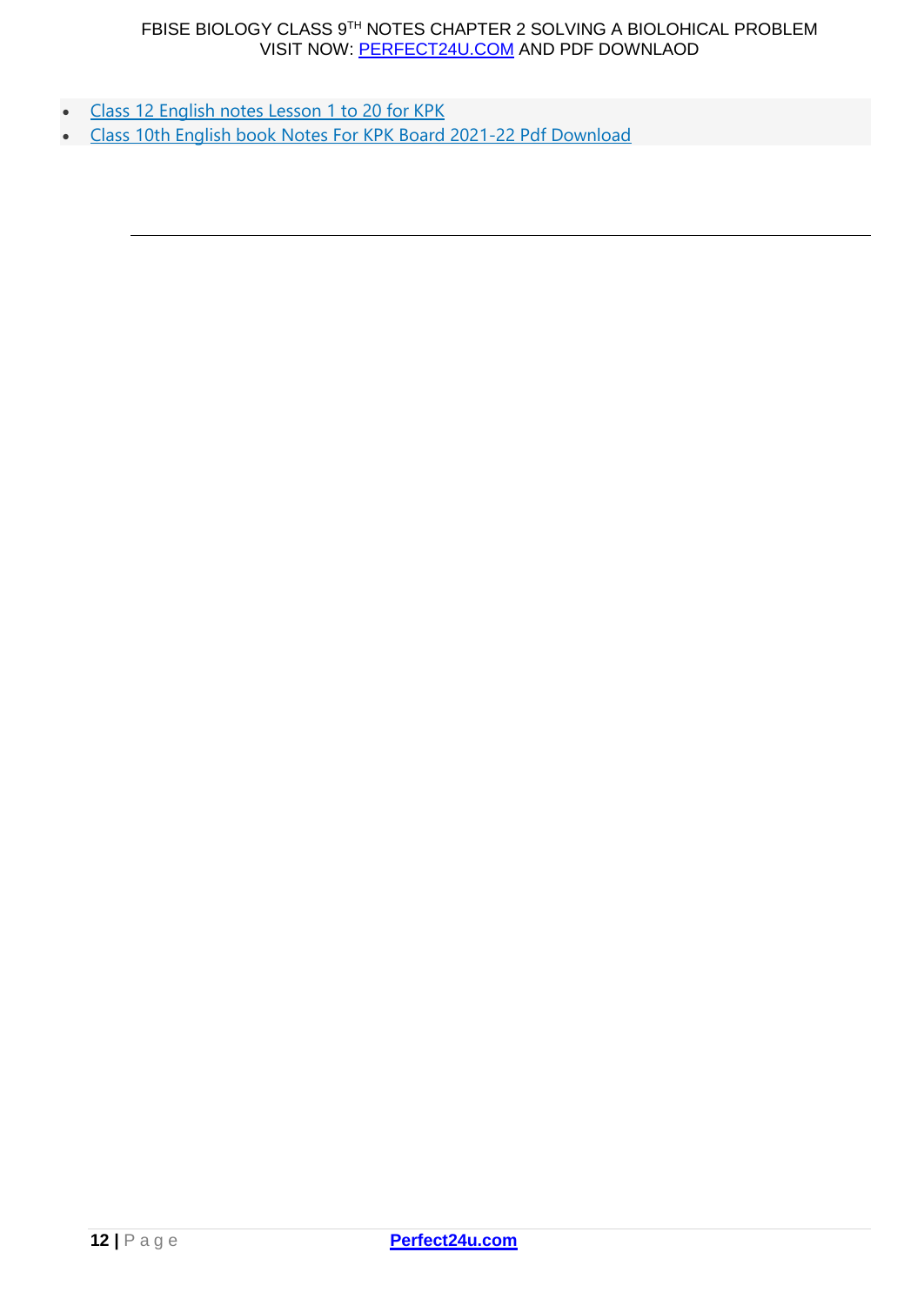- Class 12 English notes Lesson 1 to 20 for KPK
- Class 10th English book Notes For KPK Board 2021-22 Pdf Download

---